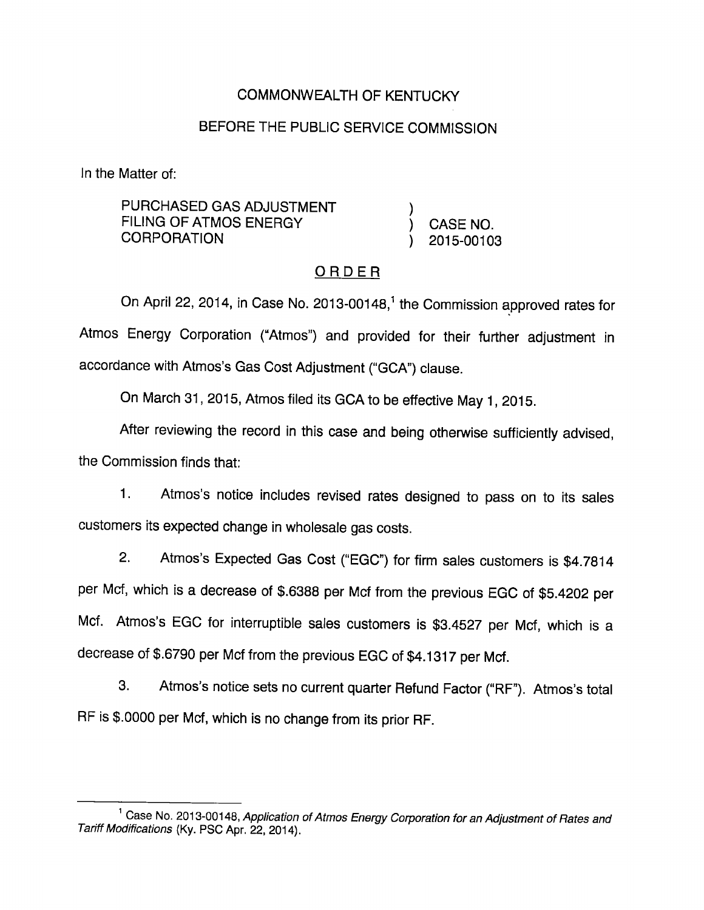COMMONWEALTH OF KENTUCKY

BEFORE THE PUBLIC SERVICE COMMISSION

In the Matter of:

| | | |
|---|---|---|
| PURCHASED GAS ADJUSTMENT FILING OF ATMOS ENERGY CORPORATION | ) ) ) | CASE NO. 2015-00103 |

## ORDER

On April 22, 2014, in Case No. 2013-00148,[1] the Commission approved rates for Atmos Energy Corporation ("Atmos") and provided for their further adjustment in accordance with Atmos's Gas Cost Adjustment ("GCA") clause.

On March 31, 2015, Atmos filed its GCA to be effective May 1, 2015.

After reviewing the record in this case and being otherwise sufficiently advised, the Commission finds that:

1. Atmos's notice includes revised rates designed to pass on to its sales customers its expected change in wholesale gas costs.

2. Atmos's Expected Gas Cost ("EGC") for firm sales customers is $4.7814 per Mcf, which is a decrease of $.6388 per Mcf from the previous EGC of $5.4202 per Mcf. Atmos's EGC for interruptible sales customers is $3.4527 per Mcf, which is a decrease of $.6790 per Mcf from the previous EGC of $4.1317 per Mcf.

3. Atmos's notice sets no current quarter Refund Factor ("RF"). Atmos's total RF is $.0000 per Mcf, which is no change from its prior RF.

---

[1] Case No. 2013-00148, *Application of Atmos Energy Corporation for an Adjustment of Rates and Tariff Modifications* (Ky. PSC Apr. 22, 2014).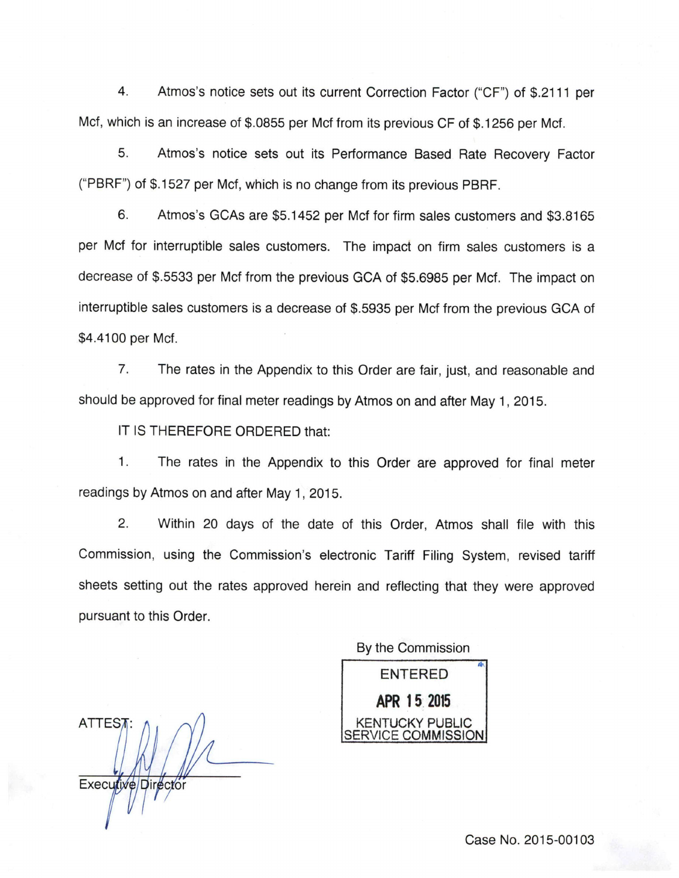4. Atmos's notice sets out its current Correction Factor ("CF") of $.2111 per Mcf, which is an increase of $.0855 per Mcf from its previous CF of $.1256 per Mcf.

5. Atmos's notice sets out its Performance Based Rate Recovery Factor ("PBRF") of $.1527 per Mcf, which is no change from its previous PBRF.

6. Atmos's GCAs are $5.1452 per Mcf for firm sales customers and $3.8165 per Mcf for interruptible sales customers. The impact on firm sales customers is a decrease of $.5533 per Mcf from the previous GCA of $5.6985 per Mcf. The impact on interruptible sales customers is a decrease of $.5935 per Mcf from the previous GCA of $4.4100 per Mcf.

7. The rates in the Appendix to this Order are fair, just, and reasonable and should be approved for final meter readings by Atmos on and after May 1, 2015.

IT IS THEREFORE ORDERED that:

1. The rates in the Appendix to this Order are approved for final meter readings by Atmos on and after May 1, 2015.

2. Within 20 days of the date of this Order, Atmos shall file with this Commission, using the Commission's electronic Tariff Filing System, revised tariff sheets setting out the rates approved herein and reflecting that they were approved pursuant to this Order.

By the Commission

ENTERED

APR 15 2015

KENTUCKY PUBLIC SERVICE COMMISSION

ATTEST:

Executive Director

Case No. 2015-00103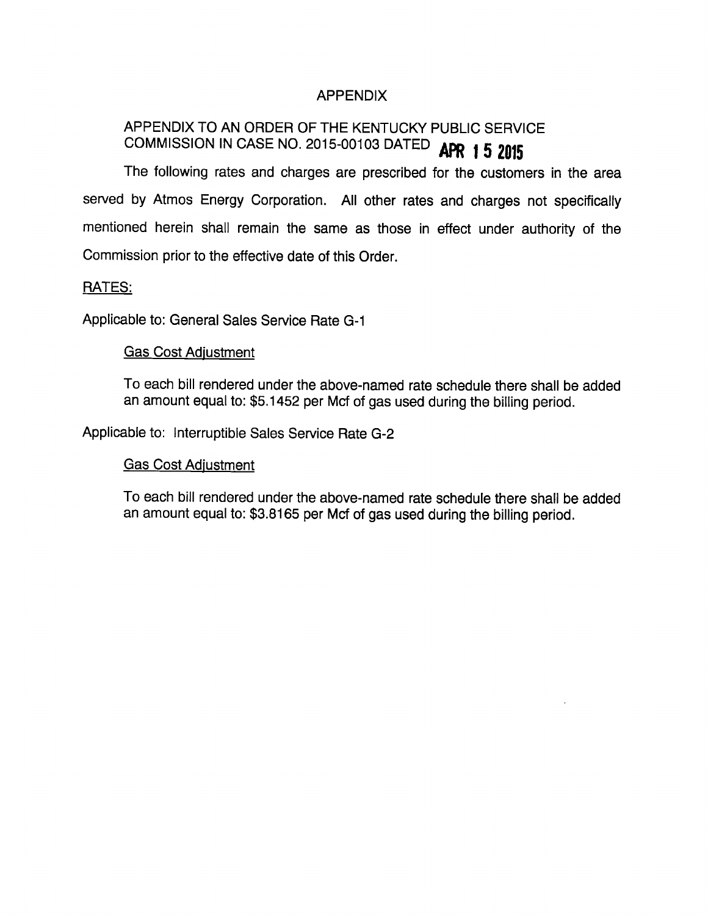# APPENDIX

## APPENDIX TO AN ORDER OF THE KENTUCKY PUBLIC SERVICE COMMISSION IN CASE NO. 2015-00103 DATED APR 15 2015

The following rates and charges are prescribed for the customers in the area served by Atmos Energy Corporation. All other rates and charges not specifically mentioned herein shall remain the same as those in effect under authority of the Commission prior to the effective date of this Order.

RATES:

Applicable to: General Sales Service Rate G-1

Gas Cost Adjustment

To each bill rendered under the above-named rate schedule there shall be added an amount equal to: $5.1452 per Mcf of gas used during the billing period.

Applicable to: Interruptible Sales Service Rate G-2

Gas Cost Adjustment

To each bill rendered under the above-named rate schedule there shall be added an amount equal to: $3.8165 per Mcf of gas used during the billing period.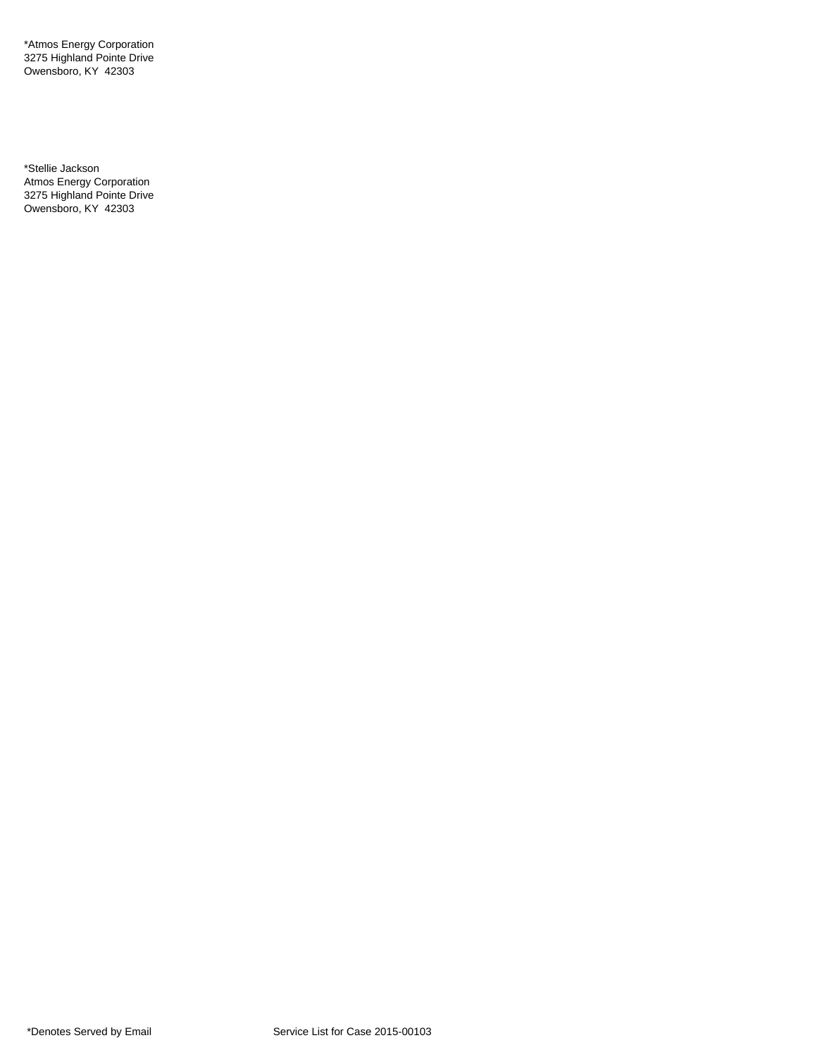*Atmos Energy Corporation
3275 Highland Pointe Drive
Owensboro, KY  42303

*Stellie Jackson
Atmos Energy Corporation
3275 Highland Pointe Drive
Owensboro, KY  42303

*Denotes Served by Email

Service List for Case 2015-00103